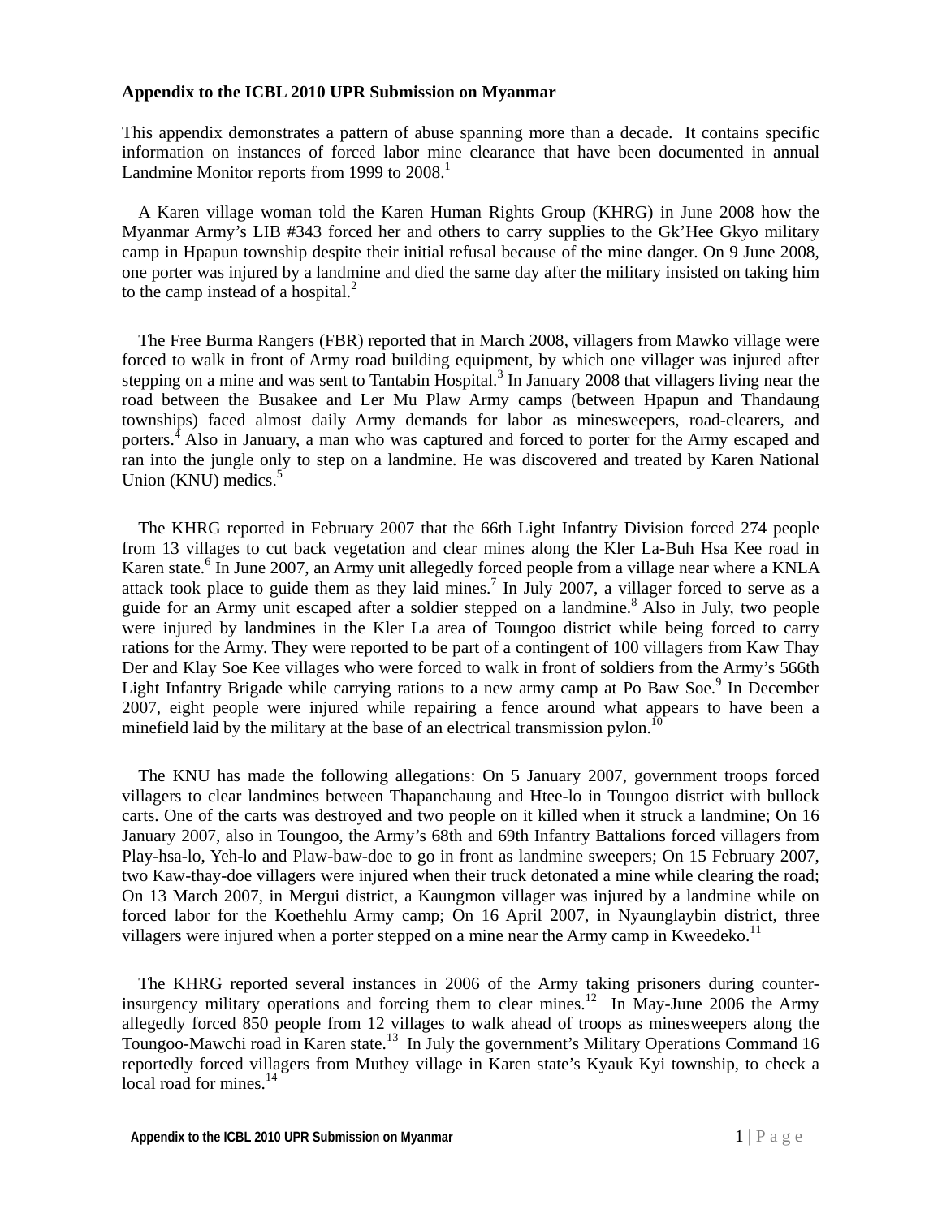**Appendix to the ICBL 2010 UPR Submission on Myanmar**

This appendix demonstrates a pattern of abuse spanning more than a decade. It contains specific information on instances of forced labor mine clearance that have been documented in annual Landmine Monitor reports from 1999 to 2008.[1]

A Karen village woman told the Karen Human Rights Group (KHRG) in June 2008 how the Myanmar Army's LIB #343 forced her and others to carry supplies to the Gk'Hee Gkyo military camp in Hpapun township despite their initial refusal because of the mine danger. On 9 June 2008, one porter was injured by a landmine and died the same day after the military insisted on taking him to the camp instead of a hospital.[2]

The Free Burma Rangers (FBR) reported that in March 2008, villagers from Mawko village were forced to walk in front of Army road building equipment, by which one villager was injured after stepping on a mine and was sent to Tantabin Hospital.[3] In January 2008 that villagers living near the road between the Busakee and Ler Mu Plaw Army camps (between Hpapun and Thandaung townships) faced almost daily Army demands for labor as minesweepers, road-clearers, and porters.[4] Also in January, a man who was captured and forced to porter for the Army escaped and ran into the jungle only to step on a landmine. He was discovered and treated by Karen National Union (KNU) medics.[5]

The KHRG reported in February 2007 that the 66th Light Infantry Division forced 274 people from 13 villages to cut back vegetation and clear mines along the Kler La-Buh Hsa Kee road in Karen state.[6] In June 2007, an Army unit allegedly forced people from a village near where a KNLA attack took place to guide them as they laid mines.[7] In July 2007, a villager forced to serve as a guide for an Army unit escaped after a soldier stepped on a landmine.[8] Also in July, two people were injured by landmines in the Kler La area of Toungoo district while being forced to carry rations for the Army. They were reported to be part of a contingent of 100 villagers from Kaw Thay Der and Klay Soe Kee villages who were forced to walk in front of soldiers from the Army's 566th Light Infantry Brigade while carrying rations to a new army camp at Po Baw Soe.[9] In December 2007, eight people were injured while repairing a fence around what appears to have been a minefield laid by the military at the base of an electrical transmission pylon.[10]

The KNU has made the following allegations: On 5 January 2007, government troops forced villagers to clear landmines between Thapanchaung and Htee-lo in Toungoo district with bullock carts. One of the carts was destroyed and two people on it killed when it struck a landmine; On 16 January 2007, also in Toungoo, the Army's 68th and 69th Infantry Battalions forced villagers from Play-hsa-lo, Yeh-lo and Plaw-baw-doe to go in front as landmine sweepers; On 15 February 2007, two Kaw-thay-doe villagers were injured when their truck detonated a mine while clearing the road; On 13 March 2007, in Mergui district, a Kaungmon villager was injured by a landmine while on forced labor for the Koethehlu Army camp; On 16 April 2007, in Nyaunglaybin district, three villagers were injured when a porter stepped on a mine near the Army camp in Kweedeko.[11]

The KHRG reported several instances in 2006 of the Army taking prisoners during counter-insurgency military operations and forcing them to clear mines.[12] In May-June 2006 the Army allegedly forced 850 people from 12 villages to walk ahead of troops as minesweepers along the Toungoo-Mawchi road in Karen state.[13] In July the government's Military Operations Command 16 reportedly forced villagers from Muthey village in Karen state's Kyauk Kyi township, to check a local road for mines.[14]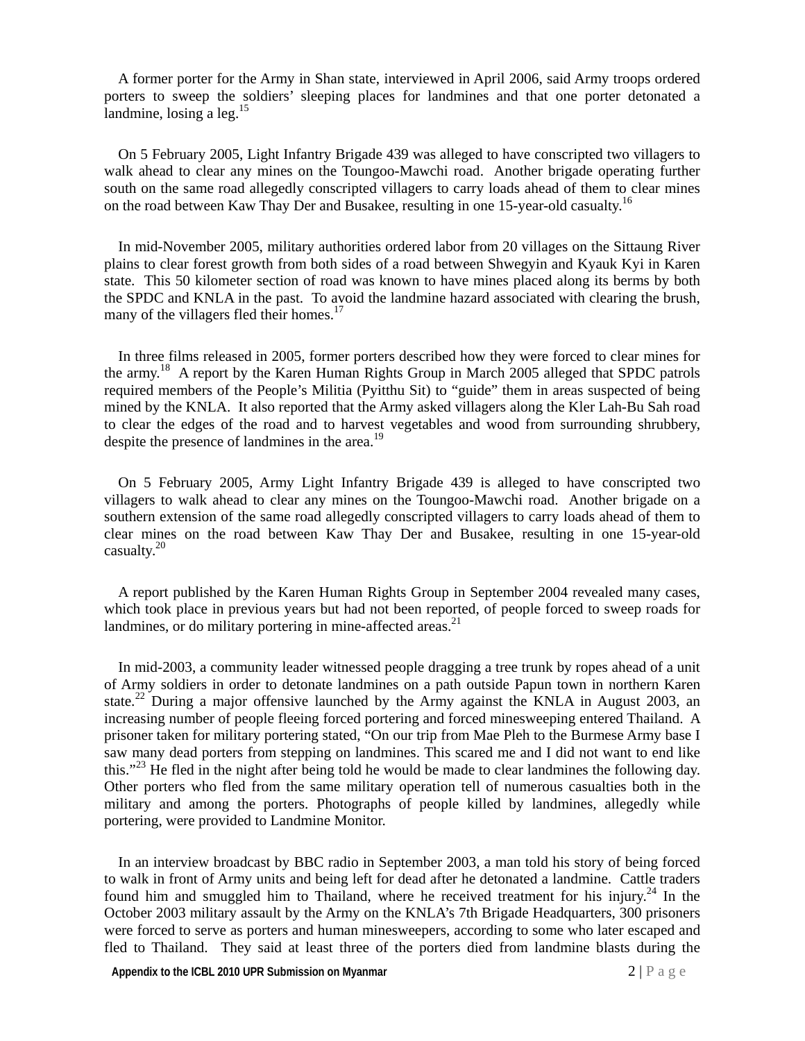A former porter for the Army in Shan state, interviewed in April 2006, said Army troops ordered porters to sweep the soldiers' sleeping places for landmines and that one porter detonated a landmine, losing a leg.[15]

On 5 February 2005, Light Infantry Brigade 439 was alleged to have conscripted two villagers to walk ahead to clear any mines on the Toungoo-Mawchi road. Another brigade operating further south on the same road allegedly conscripted villagers to carry loads ahead of them to clear mines on the road between Kaw Thay Der and Busakee, resulting in one 15-year-old casualty.[16]

In mid-November 2005, military authorities ordered labor from 20 villages on the Sittaung River plains to clear forest growth from both sides of a road between Shwegyin and Kyauk Kyi in Karen state. This 50 kilometer section of road was known to have mines placed along its berms by both the SPDC and KNLA in the past. To avoid the landmine hazard associated with clearing the brush, many of the villagers fled their homes.[17]

In three films released in 2005, former porters described how they were forced to clear mines for the army.[18] A report by the Karen Human Rights Group in March 2005 alleged that SPDC patrols required members of the People's Militia (Pyitthu Sit) to "guide" them in areas suspected of being mined by the KNLA. It also reported that the Army asked villagers along the Kler Lah-Bu Sah road to clear the edges of the road and to harvest vegetables and wood from surrounding shrubbery, despite the presence of landmines in the area.[19]

On 5 February 2005, Army Light Infantry Brigade 439 is alleged to have conscripted two villagers to walk ahead to clear any mines on the Toungoo-Mawchi road. Another brigade on a southern extension of the same road allegedly conscripted villagers to carry loads ahead of them to clear mines on the road between Kaw Thay Der and Busakee, resulting in one 15-year-old casualty.[20]

A report published by the Karen Human Rights Group in September 2004 revealed many cases, which took place in previous years but had not been reported, of people forced to sweep roads for landmines, or do military portering in mine-affected areas.[21]

In mid-2003, a community leader witnessed people dragging a tree trunk by ropes ahead of a unit of Army soldiers in order to detonate landmines on a path outside Papun town in northern Karen state.[22] During a major offensive launched by the Army against the KNLA in August 2003, an increasing number of people fleeing forced portering and forced minesweeping entered Thailand. A prisoner taken for military portering stated, "On our trip from Mae Pleh to the Burmese Army base I saw many dead porters from stepping on landmines. This scared me and I did not want to end like this."[23] He fled in the night after being told he would be made to clear landmines the following day. Other porters who fled from the same military operation tell of numerous casualties both in the military and among the porters. Photographs of people killed by landmines, allegedly while portering, were provided to Landmine Monitor.

In an interview broadcast by BBC radio in September 2003, a man told his story of being forced to walk in front of Army units and being left for dead after he detonated a landmine. Cattle traders found him and smuggled him to Thailand, where he received treatment for his injury.[24] In the October 2003 military assault by the Army on the KNLA's 7th Brigade Headquarters, 300 prisoners were forced to serve as porters and human minesweepers, according to some who later escaped and fled to Thailand. They said at least three of the porters died from landmine blasts during the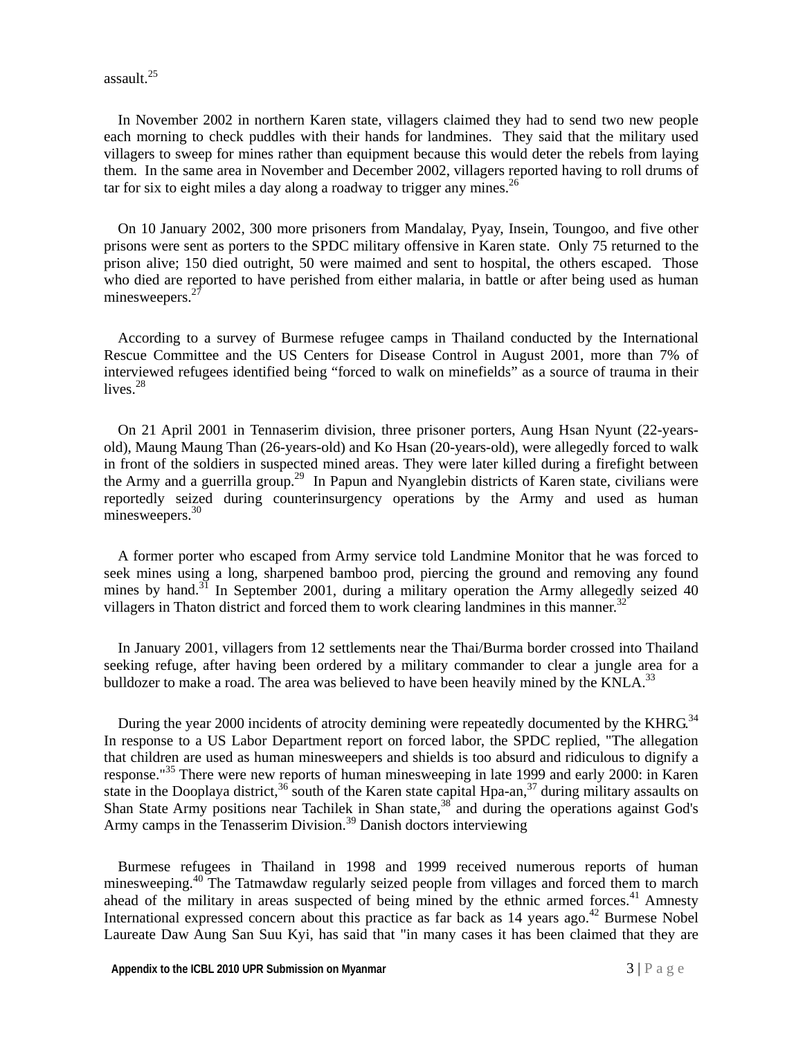assault.[25]

In November 2002 in northern Karen state, villagers claimed they had to send two new people each morning to check puddles with their hands for landmines. They said that the military used villagers to sweep for mines rather than equipment because this would deter the rebels from laying them. In the same area in November and December 2002, villagers reported having to roll drums of tar for six to eight miles a day along a roadway to trigger any mines.[26]

On 10 January 2002, 300 more prisoners from Mandalay, Pyay, Insein, Toungoo, and five other prisons were sent as porters to the SPDC military offensive in Karen state. Only 75 returned to the prison alive; 150 died outright, 50 were maimed and sent to hospital, the others escaped. Those who died are reported to have perished from either malaria, in battle or after being used as human minesweepers.[27]

According to a survey of Burmese refugee camps in Thailand conducted by the International Rescue Committee and the US Centers for Disease Control in August 2001, more than 7% of interviewed refugees identified being "forced to walk on minefields" as a source of trauma in their lives.[28]

On 21 April 2001 in Tennaserim division, three prisoner porters, Aung Hsan Nyunt (22-years-old), Maung Maung Than (26-years-old) and Ko Hsan (20-years-old), were allegedly forced to walk in front of the soldiers in suspected mined areas. They were later killed during a firefight between the Army and a guerrilla group.[29] In Papun and Nyanglebin districts of Karen state, civilians were reportedly seized during counterinsurgency operations by the Army and used as human minesweepers.[30]

A former porter who escaped from Army service told Landmine Monitor that he was forced to seek mines using a long, sharpened bamboo prod, piercing the ground and removing any found mines by hand.[31] In September 2001, during a military operation the Army allegedly seized 40 villagers in Thaton district and forced them to work clearing landmines in this manner.[32]

In January 2001, villagers from 12 settlements near the Thai/Burma border crossed into Thailand seeking refuge, after having been ordered by a military commander to clear a jungle area for a bulldozer to make a road. The area was believed to have been heavily mined by the KNLA.[33]

During the year 2000 incidents of atrocity demining were repeatedly documented by the KHRG.[34] In response to a US Labor Department report on forced labor, the SPDC replied, "The allegation that children are used as human minesweepers and shields is too absurd and ridiculous to dignify a response."[35] There were new reports of human minesweeping in late 1999 and early 2000: in Karen state in the Dooplaya district,[36] south of the Karen state capital Hpa-an,[37] during military assaults on Shan State Army positions near Tachilek in Shan state,[38] and during the operations against God's Army camps in the Tenasserim Division.[39] Danish doctors interviewing

Burmese refugees in Thailand in 1998 and 1999 received numerous reports of human minesweeping.[40] The Tatmawdaw regularly seized people from villages and forced them to march ahead of the military in areas suspected of being mined by the ethnic armed forces.[41] Amnesty International expressed concern about this practice as far back as 14 years ago.[42] Burmese Nobel Laureate Daw Aung San Suu Kyi, has said that "in many cases it has been claimed that they are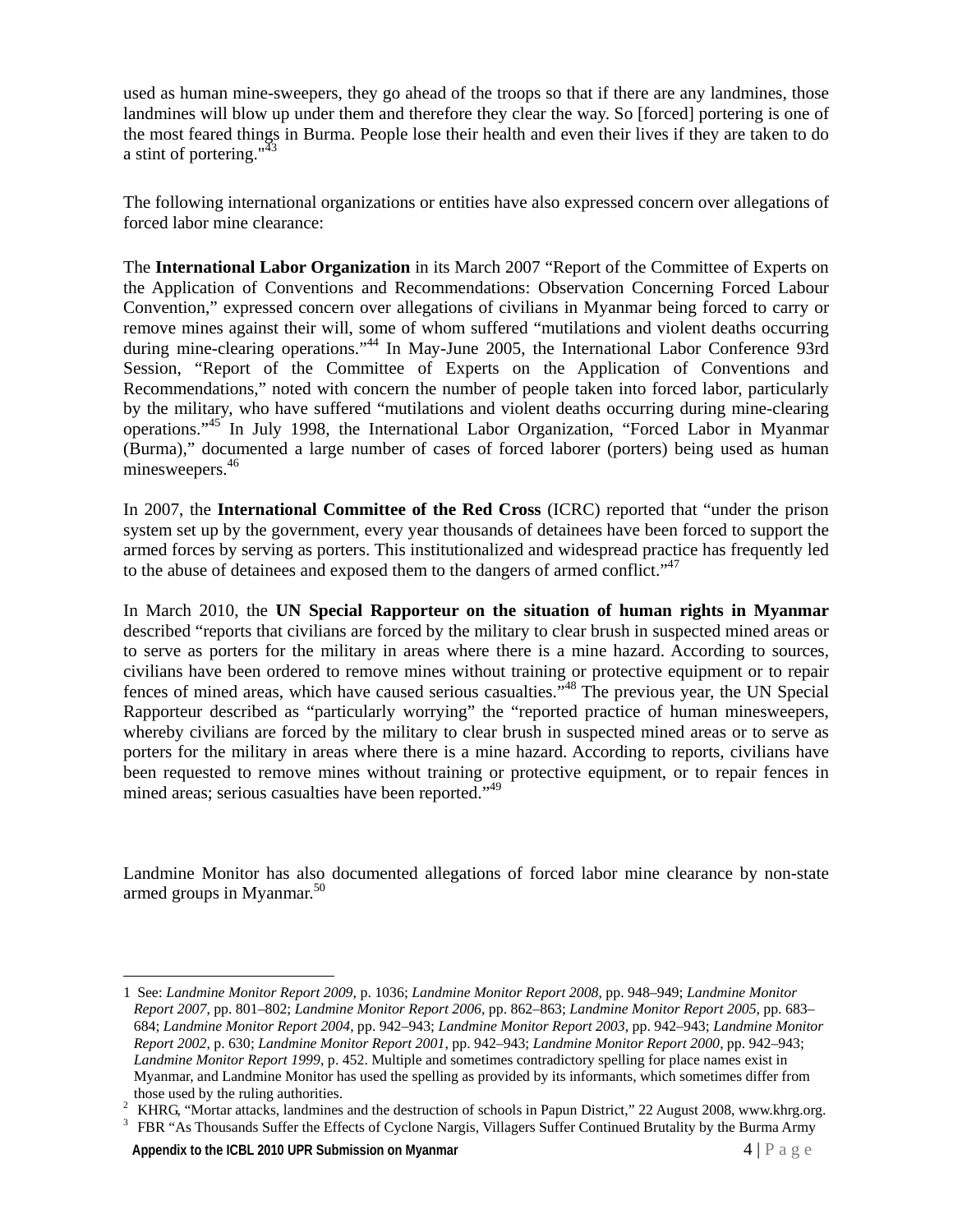used as human mine-sweepers, they go ahead of the troops so that if there are any landmines, those landmines will blow up under them and therefore they clear the way. So [forced] portering is one of the most feared things in Burma. People lose their health and even their lives if they are taken to do a stint of portering."[43]

The following international organizations or entities have also expressed concern over allegations of forced labor mine clearance:

The **International Labor Organization** in its March 2007 "Report of the Committee of Experts on the Application of Conventions and Recommendations: Observation Concerning Forced Labour Convention," expressed concern over allegations of civilians in Myanmar being forced to carry or remove mines against their will, some of whom suffered "mutilations and violent deaths occurring during mine-clearing operations."[44] In May-June 2005, the International Labor Conference 93rd Session, "Report of the Committee of Experts on the Application of Conventions and Recommendations," noted with concern the number of people taken into forced labor, particularly by the military, who have suffered "mutilations and violent deaths occurring during mine-clearing operations."[45] In July 1998, the International Labor Organization, "Forced Labor in Myanmar (Burma)," documented a large number of cases of forced laborer (porters) being used as human minesweepers.[46]

In 2007, the **International Committee of the Red Cross** (ICRC) reported that "under the prison system set up by the government, every year thousands of detainees have been forced to support the armed forces by serving as porters. This institutionalized and widespread practice has frequently led to the abuse of detainees and exposed them to the dangers of armed conflict."[47]

In March 2010, the **UN Special Rapporteur on the situation of human rights in Myanmar** described "reports that civilians are forced by the military to clear brush in suspected mined areas or to serve as porters for the military in areas where there is a mine hazard. According to sources, civilians have been ordered to remove mines without training or protective equipment or to repair fences of mined areas, which have caused serious casualties."[48] The previous year, the UN Special Rapporteur described as "particularly worrying" the "reported practice of human minesweepers, whereby civilians are forced by the military to clear brush in suspected mined areas or to serve as porters for the military in areas where there is a mine hazard. According to reports, civilians have been requested to remove mines without training or protective equipment, or to repair fences in mined areas; serious casualties have been reported."[49]

Landmine Monitor has also documented allegations of forced labor mine clearance by non-state armed groups in Myanmar.[50]

---

1 See: *Landmine Monitor Report 2009*, p. 1036; *Landmine Monitor Report 2008*, pp. 948–949; *Landmine Monitor Report 2007*, pp. 801–802; *Landmine Monitor Report 2006*, pp. 862–863; *Landmine Monitor Report 2005*, pp. 683–684; *Landmine Monitor Report 2004*, pp. 942–943; *Landmine Monitor Report 2003*, pp. 942–943; *Landmine Monitor Report 2002*, p. 630; *Landmine Monitor Report 2001*, pp. 942–943; *Landmine Monitor Report 2000*, pp. 942–943; *Landmine Monitor Report 1999*, p. 452. Multiple and sometimes contradictory spelling for place names exist in Myanmar, and Landmine Monitor has used the spelling as provided by its informants, which sometimes differ from those used by the ruling authorities.

2 KHRG, "Mortar attacks, landmines and the destruction of schools in Papun District," 22 August 2008, www.khrg.org.

3 FBR "As Thousands Suffer the Effects of Cyclone Nargis, Villagers Suffer Continued Brutality by the Burma Army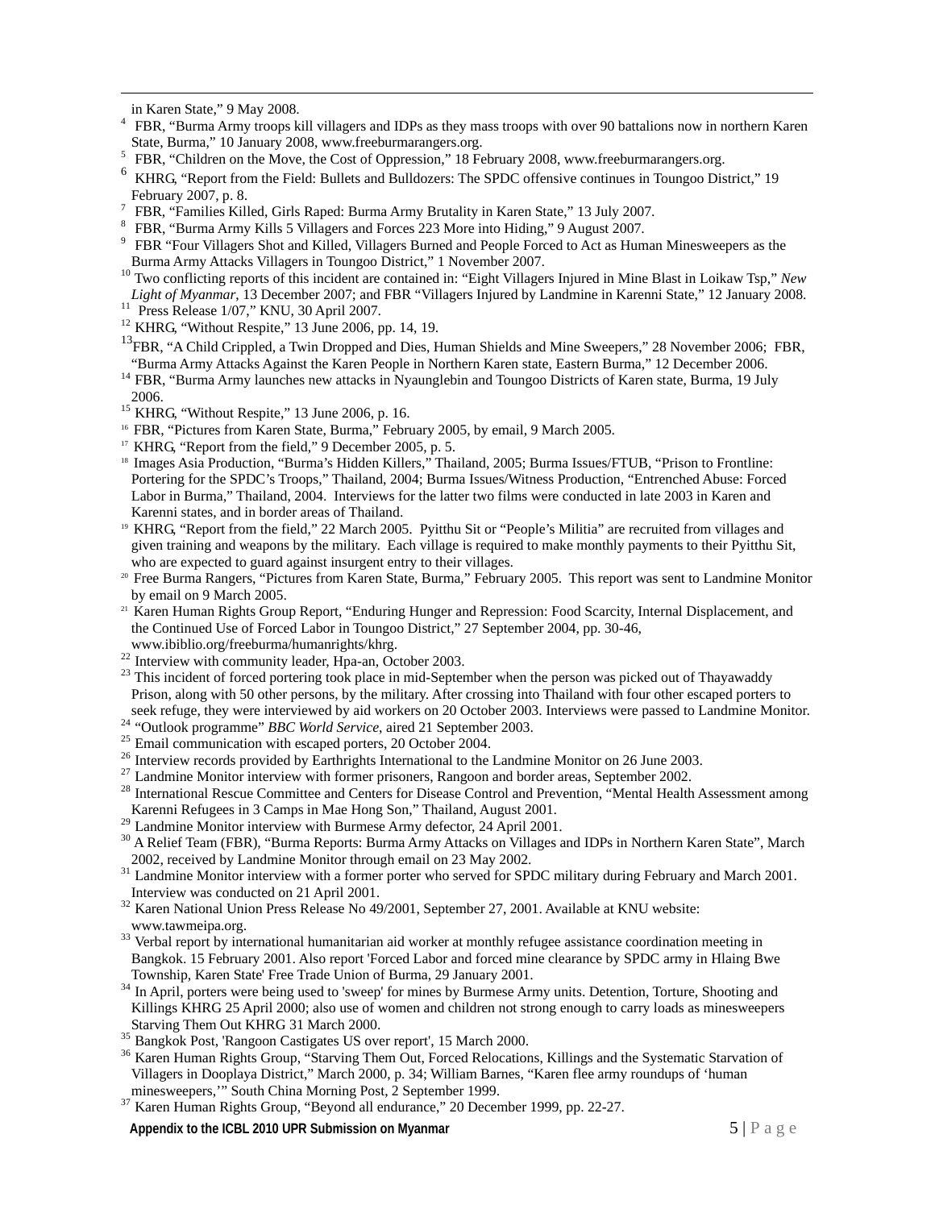in Karen State," 9 May 2008.

[4] FBR, "Burma Army troops kill villagers and IDPs as they mass troops with over 90 battalions now in northern Karen State, Burma," 10 January 2008, www.freeburmarangers.org.

[5] FBR, "Children on the Move, the Cost of Oppression," 18 February 2008, www.freeburmarangers.org.

[6] KHRG, "Report from the Field: Bullets and Bulldozers: The SPDC offensive continues in Toungoo District," 19 February 2007, p. 8.

[7] FBR, "Families Killed, Girls Raped: Burma Army Brutality in Karen State," 13 July 2007.

[8] FBR, "Burma Army Kills 5 Villagers and Forces 223 More into Hiding," 9 August 2007.

[9] FBR "Four Villagers Shot and Killed, Villagers Burned and People Forced to Act as Human Minesweepers as the Burma Army Attacks Villagers in Toungoo District," 1 November 2007.

[10] Two conflicting reports of this incident are contained in: "Eight Villagers Injured in Mine Blast in Loikaw Tsp," *New Light of Myanmar*, 13 December 2007; and FBR "Villagers Injured by Landmine in Karenni State," 12 January 2008.

[11] Press Release 1/07," KNU, 30 April 2007.

[12] KHRG, "Without Respite," 13 June 2006, pp. 14, 19.

[13] FBR, "A Child Crippled, a Twin Dropped and Dies, Human Shields and Mine Sweepers," 28 November 2006; FBR, "Burma Army Attacks Against the Karen People in Northern Karen state, Eastern Burma," 12 December 2006.

[14] FBR, "Burma Army launches new attacks in Nyaunglebin and Toungoo Districts of Karen state, Burma, 19 July 2006.

[15] KHRG, "Without Respite," 13 June 2006, p. 16.

[16] FBR, "Pictures from Karen State, Burma," February 2005, by email, 9 March 2005.

[17] KHRG, "Report from the field," 9 December 2005, p. 5.

[18] Images Asia Production, "Burma's Hidden Killers," Thailand, 2005; Burma Issues/FTUB, "Prison to Frontline: Portering for the SPDC's Troops," Thailand, 2004; Burma Issues/Witness Production, "Entrenched Abuse: Forced Labor in Burma," Thailand, 2004. Interviews for the latter two films were conducted in late 2003 in Karen and Karenni states, and in border areas of Thailand.

[19] KHRG, "Report from the field," 22 March 2005. Pyitthu Sit or "People's Militia" are recruited from villages and given training and weapons by the military. Each village is required to make monthly payments to their Pyitthu Sit, who are expected to guard against insurgent entry to their villages.

[20] Free Burma Rangers, "Pictures from Karen State, Burma," February 2005. This report was sent to Landmine Monitor by email on 9 March 2005.

[21] Karen Human Rights Group Report, "Enduring Hunger and Repression: Food Scarcity, Internal Displacement, and the Continued Use of Forced Labor in Toungoo District," 27 September 2004, pp. 30-46, www.ibiblio.org/freeburma/humanrights/khrg.

[22] Interview with community leader, Hpa-an, October 2003.

[23] This incident of forced portering took place in mid-September when the person was picked out of Thayawaddy Prison, along with 50 other persons, by the military. After crossing into Thailand with four other escaped porters to seek refuge, they were interviewed by aid workers on 20 October 2003. Interviews were passed to Landmine Monitor.

[24] "Outlook programme" *BBC World Service*, aired 21 September 2003.

[25] Email communication with escaped porters, 20 October 2004.

[26] Interview records provided by Earthrights International to the Landmine Monitor on 26 June 2003.

[27] Landmine Monitor interview with former prisoners, Rangoon and border areas, September 2002.

[28] International Rescue Committee and Centers for Disease Control and Prevention, "Mental Health Assessment among Karenni Refugees in 3 Camps in Mae Hong Son," Thailand, August 2001.

[29] Landmine Monitor interview with Burmese Army defector, 24 April 2001.

[30] A Relief Team (FBR), "Burma Reports: Burma Army Attacks on Villages and IDPs in Northern Karen State", March 2002, received by Landmine Monitor through email on 23 May 2002.

[31] Landmine Monitor interview with a former porter who served for SPDC military during February and March 2001. Interview was conducted on 21 April 2001.

[32] Karen National Union Press Release No 49/2001, September 27, 2001. Available at KNU website: www.tawmeipa.org.

[33] Verbal report by international humanitarian aid worker at monthly refugee assistance coordination meeting in Bangkok. 15 February 2001. Also report 'Forced Labor and forced mine clearance by SPDC army in Hlaing Bwe Township, Karen State' Free Trade Union of Burma, 29 January 2001.

[34] In April, porters were being used to 'sweep' for mines by Burmese Army units. Detention, Torture, Shooting and Killings KHRG 25 April 2000; also use of women and children not strong enough to carry loads as minesweepers Starving Them Out KHRG 31 March 2000.

[35] Bangkok Post, 'Rangoon Castigates US over report', 15 March 2000.

[36] Karen Human Rights Group, "Starving Them Out, Forced Relocations, Killings and the Systematic Starvation of Villagers in Dooplaya District," March 2000, p. 34; William Barnes, "Karen flee army roundups of 'human minesweepers,'" South China Morning Post, 2 September 1999.

[37] Karen Human Rights Group, "Beyond all endurance," 20 December 1999, pp. 22-27.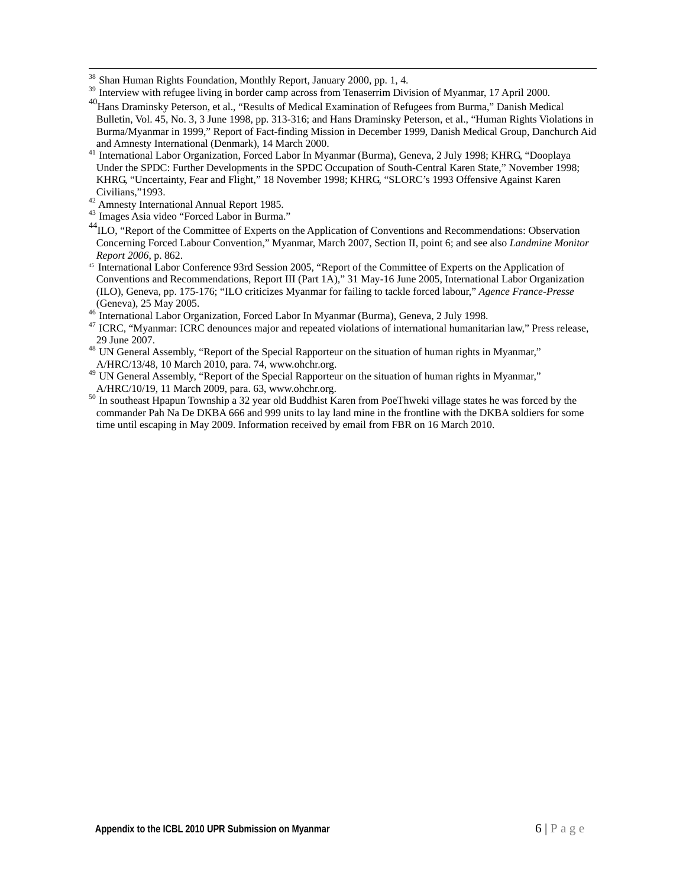[38] Shan Human Rights Foundation, Monthly Report, January 2000, pp. 1, 4.

[39] Interview with refugee living in border camp across from Tenaserrim Division of Myanmar, 17 April 2000.

[40] Hans Draminsky Peterson, et al., "Results of Medical Examination of Refugees from Burma," Danish Medical Bulletin, Vol. 45, No. 3, 3 June 1998, pp. 313-316; and Hans Draminsky Peterson, et al., "Human Rights Violations in Burma/Myanmar in 1999," Report of Fact-finding Mission in December 1999, Danish Medical Group, Danchurch Aid and Amnesty International (Denmark), 14 March 2000.

[41] International Labor Organization, Forced Labor In Myanmar (Burma), Geneva, 2 July 1998; KHRG, "Dooplaya Under the SPDC: Further Developments in the SPDC Occupation of South-Central Karen State," November 1998; KHRG, "Uncertainty, Fear and Flight," 18 November 1998; KHRG, "SLORC's 1993 Offensive Against Karen Civilians,"1993.

[42] Amnesty International Annual Report 1985.

[43] Images Asia video "Forced Labor in Burma."

[44] ILO, "Report of the Committee of Experts on the Application of Conventions and Recommendations: Observation Concerning Forced Labour Convention," Myanmar, March 2007, Section II, point 6; and see also *Landmine Monitor Report 2006*, p. 862.

[45] International Labor Conference 93rd Session 2005, "Report of the Committee of Experts on the Application of Conventions and Recommendations, Report III (Part 1A)," 31 May-16 June 2005, International Labor Organization (ILO), Geneva, pp. 175-176; "ILO criticizes Myanmar for failing to tackle forced labour," *Agence France-Presse* (Geneva), 25 May 2005.

[46] International Labor Organization, Forced Labor In Myanmar (Burma), Geneva, 2 July 1998.

[47] ICRC, "Myanmar: ICRC denounces major and repeated violations of international humanitarian law," Press release, 29 June 2007.

[48] UN General Assembly, "Report of the Special Rapporteur on the situation of human rights in Myanmar," A/HRC/13/48, 10 March 2010, para. 74, www.ohchr.org.

[49] UN General Assembly, "Report of the Special Rapporteur on the situation of human rights in Myanmar," A/HRC/10/19, 11 March 2009, para. 63, www.ohchr.org.

[50] In southeast Hpapun Township a 32 year old Buddhist Karen from PoeThweki village states he was forced by the commander Pah Na De DKBA 666 and 999 units to lay land mine in the frontline with the DKBA soldiers for some time until escaping in May 2009. Information received by email from FBR on 16 March 2010.